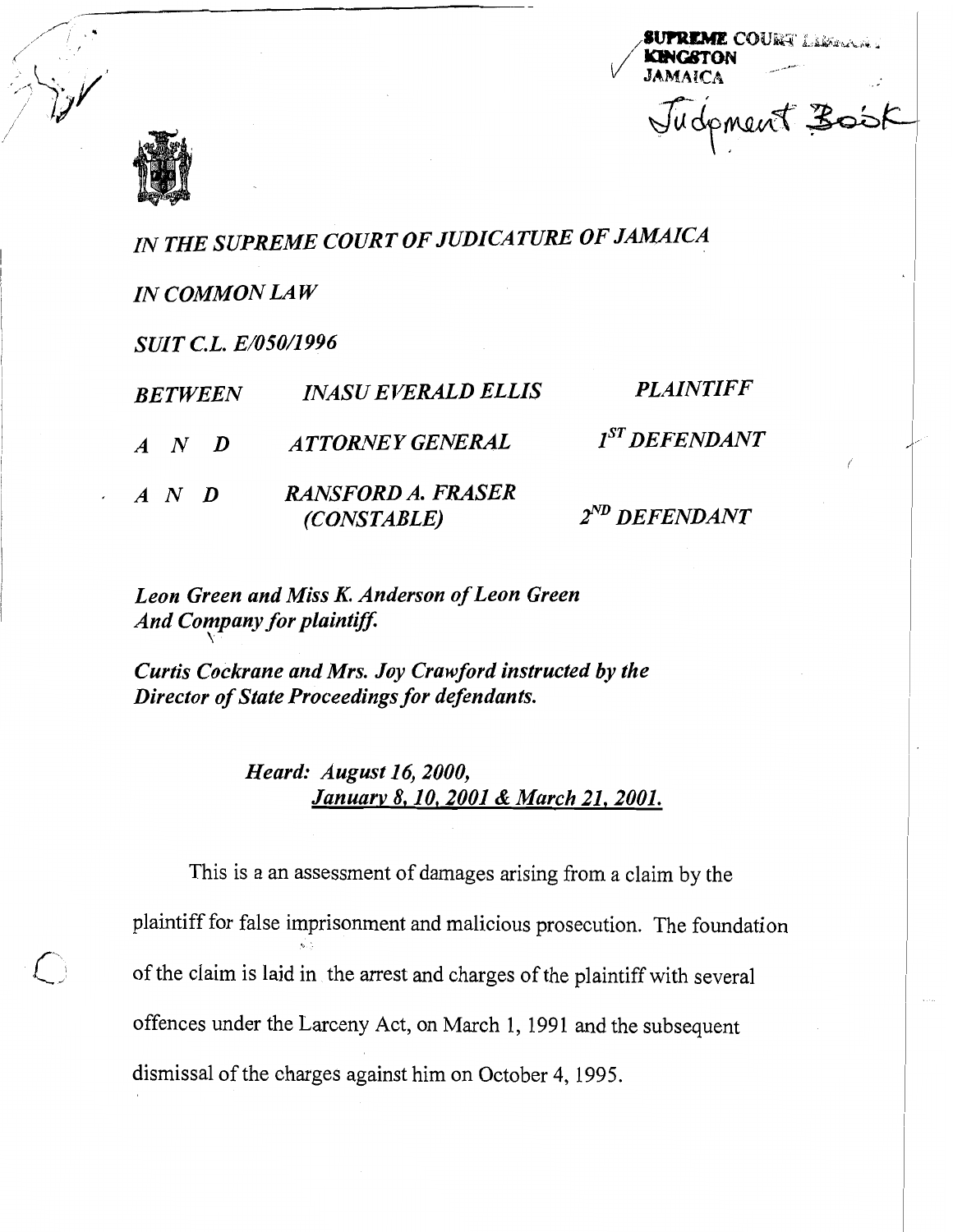SUPREME COURT LIBRARY
KINGSTON
JAMAICA

Judgment Book

*IN THE SUPREME COURT OF JUDICATURE OF JAMAICA*

*IN COMMON LAW*

*SUIT C.L. E/050/1996*

| | | |
|---|---|---|
| *BETWEEN* | *INASU EVERALD ELLIS* | *PLAINTIFF* |
| *A N D* | *ATTORNEY GENERAL* | *1ST DEFENDANT* |
| *A N D* | *RANSFORD A. FRASER (CONSTABLE)* | *2ND DEFENDANT* |

***Leon Green and Miss K. Anderson of Leon Green And Company for plaintiff.***

***Curtis Cockrane and Mrs. Joy Crawford instructed by the Director of State Proceedings for defendants.***

***Heard: August 16, 2000, January 8, 10, 2001 & March 21, 2001.***

This is a an assessment of damages arising from a claim by the plaintiff for false imprisonment and malicious prosecution. The foundation of the claim is laid in the arrest and charges of the plaintiff with several offences under the Larceny Act, on March 1, 1991 and the subsequent dismissal of the charges against him on October 4, 1995.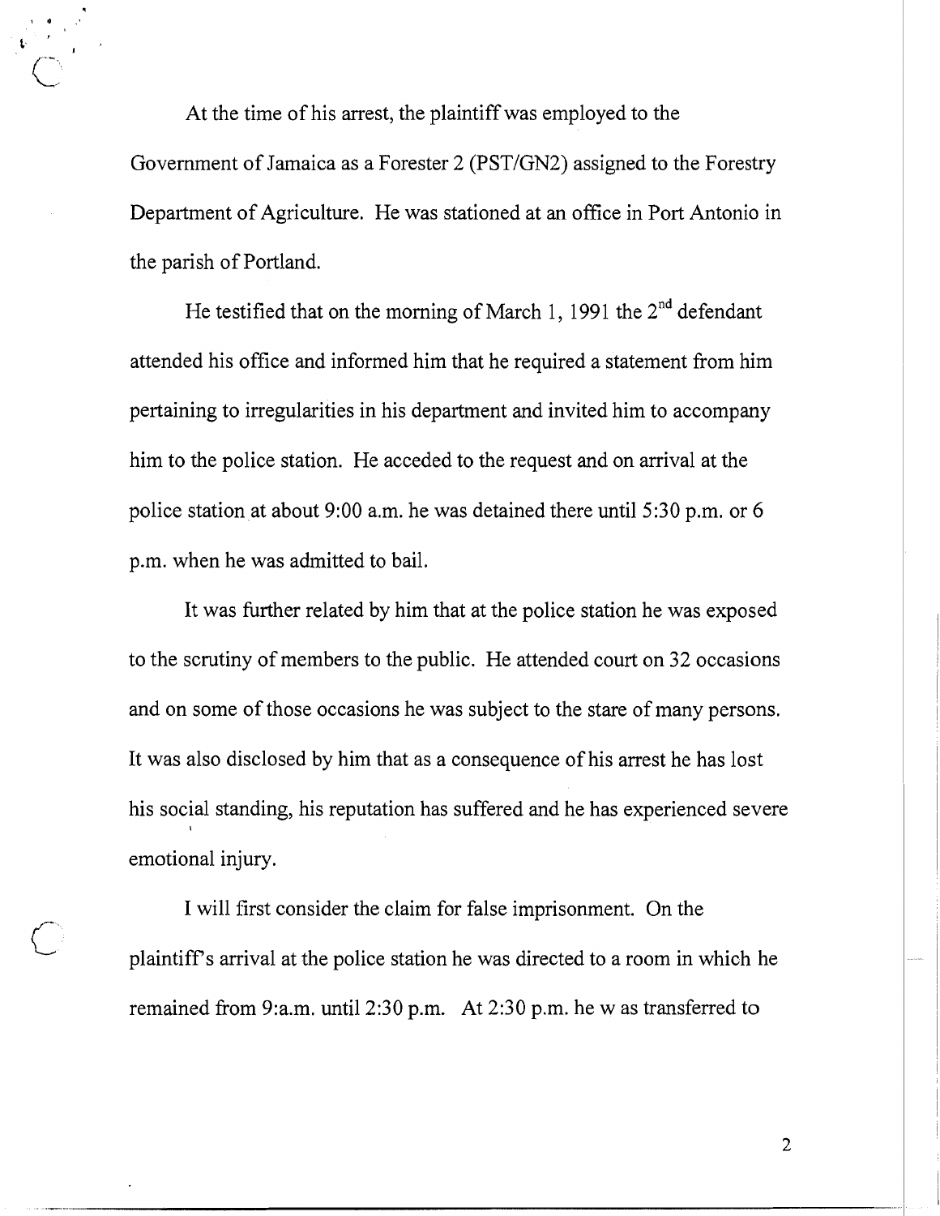At the time of his arrest, the plaintiff was employed to the Government of Jamaica as a Forester 2 (PST/GN2) assigned to the Forestry Department of Agriculture. He was stationed at an office in Port Antonio in the parish of Portland.

He testified that on the morning of March 1, 1991 the 2nd defendant attended his office and informed him that he required a statement from him pertaining to irregularities in his department and invited him to accompany him to the police station. He acceded to the request and on arrival at the police station at about 9:00 a.m. he was detained there until 5:30 p.m. or 6 p.m. when he was admitted to bail.

It was further related by him that at the police station he was exposed to the scrutiny of members to the public. He attended court on 32 occasions and on some of those occasions he was subject to the stare of many persons. It was also disclosed by him that as a consequence of his arrest he has lost his social standing, his reputation has suffered and he has experienced severe emotional injury.

I will first consider the claim for false imprisonment. On the plaintiff's arrival at the police station he was directed to a room in which he remained from 9:a.m. until 2:30 p.m. At 2:30 p.m. he w as transferred to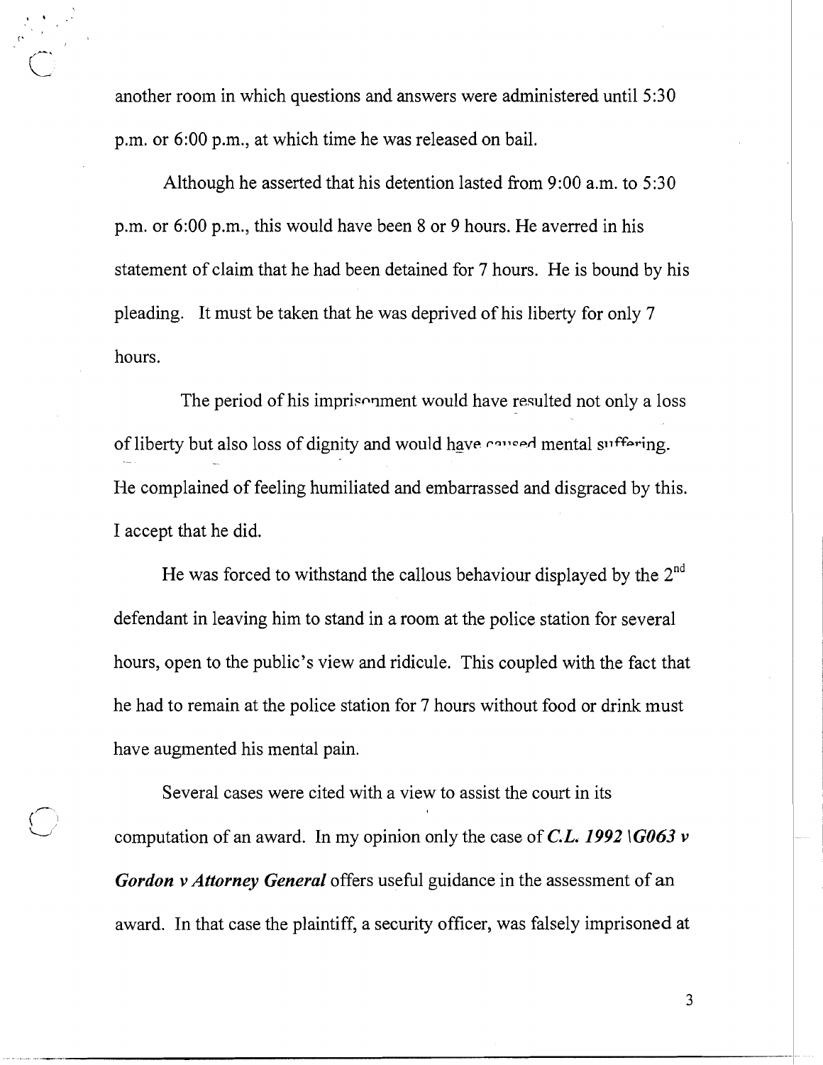another room in which questions and answers were administered until 5:30 p.m. or 6:00 p.m., at which time he was released on bail.

Although he asserted that his detention lasted from 9:00 a.m. to 5:30 p.m. or 6:00 p.m., this would have been 8 or 9 hours. He averred in his statement of claim that he had been detained for 7 hours. He is bound by his pleading. It must be taken that he was deprived of his liberty for only 7 hours.

The period of his imprisonment would have resulted not only a loss of liberty but also loss of dignity and would have caused mental suffering. He complained of feeling humiliated and embarrassed and disgraced by this. I accept that he did.

He was forced to withstand the callous behaviour displayed by the 2nd defendant in leaving him to stand in a room at the police station for several hours, open to the public's view and ridicule. This coupled with the fact that he had to remain at the police station for 7 hours without food or drink must have augmented his mental pain.

Several cases were cited with a view to assist the court in its computation of an award. In my opinion only the case of ***C.L. 1992 \G063 v Gordon v Attorney General*** offers useful guidance in the assessment of an award. In that case the plaintiff, a security officer, was falsely imprisoned at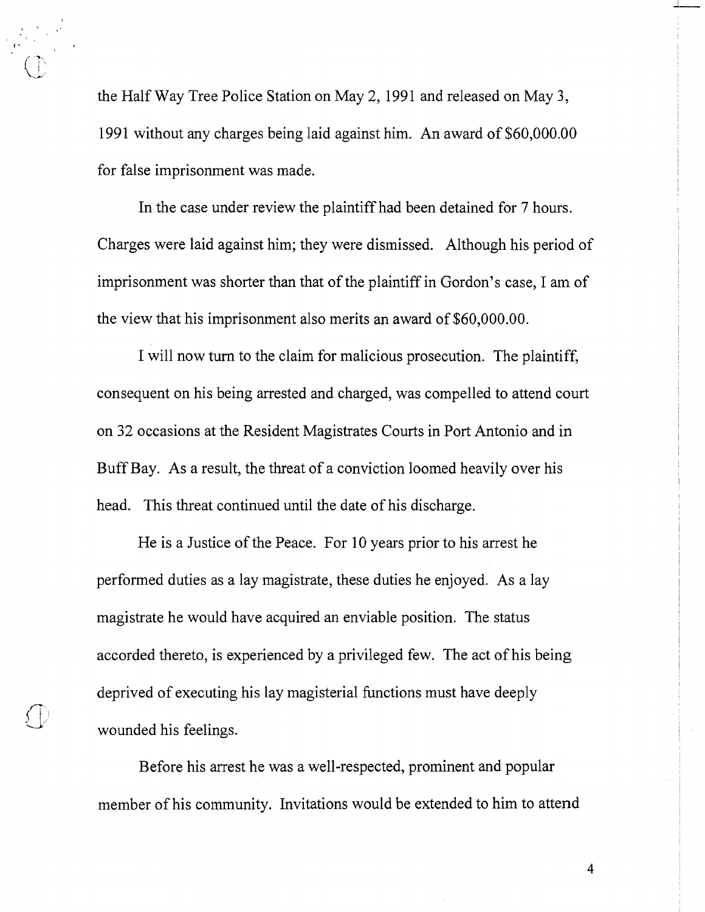the Half Way Tree Police Station on May 2, 1991 and released on May 3, 1991 without any charges being laid against him. An award of $60,000.00 for false imprisonment was made.

In the case under review the plaintiff had been detained for 7 hours. Charges were laid against him; they were dismissed. Although his period of imprisonment was shorter than that of the plaintiff in Gordon's case, I am of the view that his imprisonment also merits an award of $60,000.00.

I will now turn to the claim for malicious prosecution. The plaintiff, consequent on his being arrested and charged, was compelled to attend court on 32 occasions at the Resident Magistrates Courts in Port Antonio and in Buff Bay. As a result, the threat of a conviction loomed heavily over his head. This threat continued until the date of his discharge.

He is a Justice of the Peace. For 10 years prior to his arrest he performed duties as a lay magistrate, these duties he enjoyed. As a lay magistrate he would have acquired an enviable position. The status accorded thereto, is experienced by a privileged few. The act of his being deprived of executing his lay magisterial functions must have deeply wounded his feelings.

Before his arrest he was a well-respected, prominent and popular member of his community. Invitations would be extended to him to attend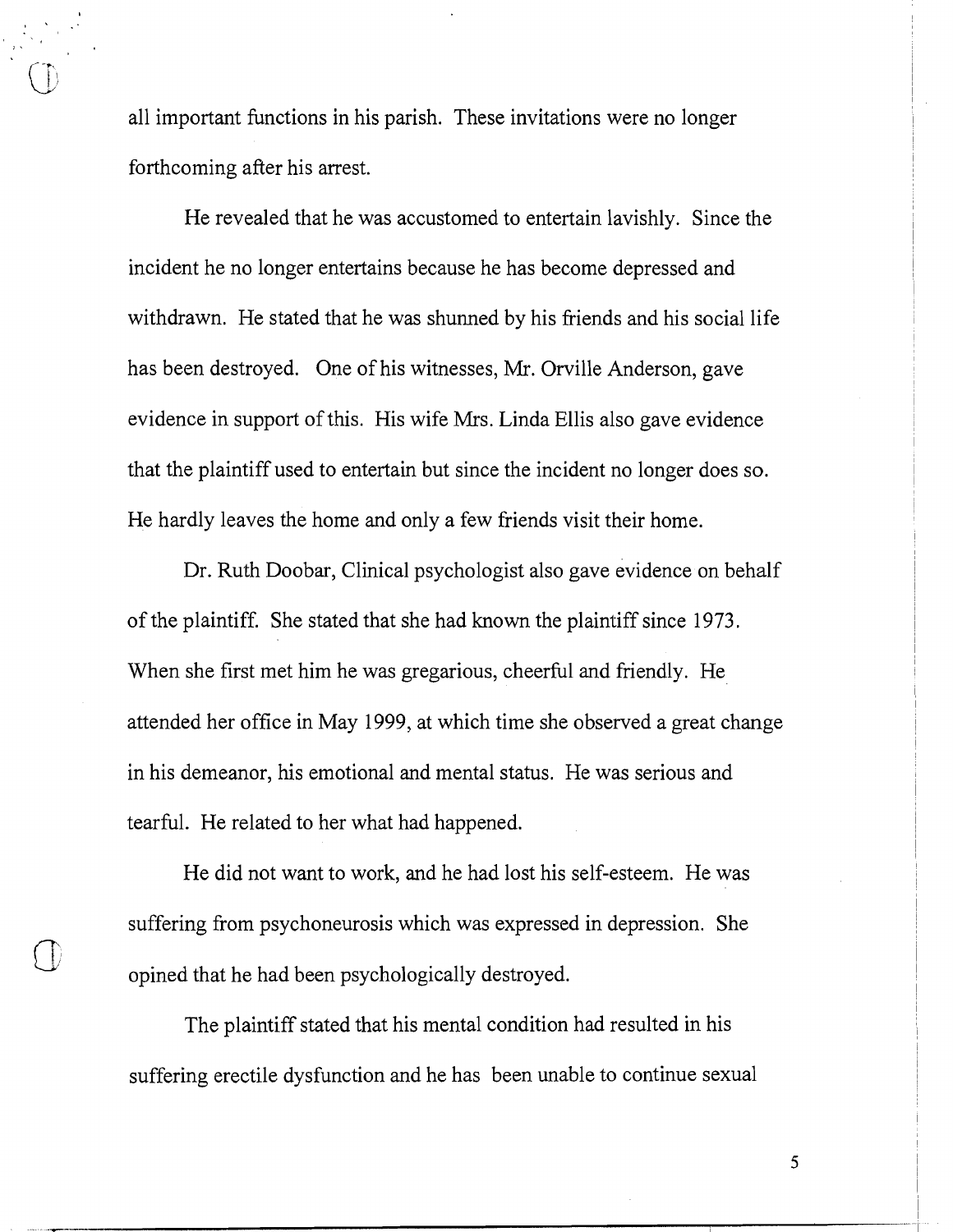all important functions in his parish. These invitations were no longer forthcoming after his arrest.

He revealed that he was accustomed to entertain lavishly. Since the incident he no longer entertains because he has become depressed and withdrawn. He stated that he was shunned by his friends and his social life has been destroyed. One of his witnesses, Mr. Orville Anderson, gave evidence in support of this. His wife Mrs. Linda Ellis also gave evidence that the plaintiff used to entertain but since the incident no longer does so. He hardly leaves the home and only a few friends visit their home.

Dr. Ruth Doobar, Clinical psychologist also gave evidence on behalf of the plaintiff. She stated that she had known the plaintiff since 1973. When she first met him he was gregarious, cheerful and friendly. He attended her office in May 1999, at which time she observed a great change in his demeanor, his emotional and mental status. He was serious and tearful. He related to her what had happened.

He did not want to work, and he had lost his self-esteem. He was suffering from psychoneurosis which was expressed in depression. She opined that he had been psychologically destroyed.

The plaintiff stated that his mental condition had resulted in his suffering erectile dysfunction and he has been unable to continue sexual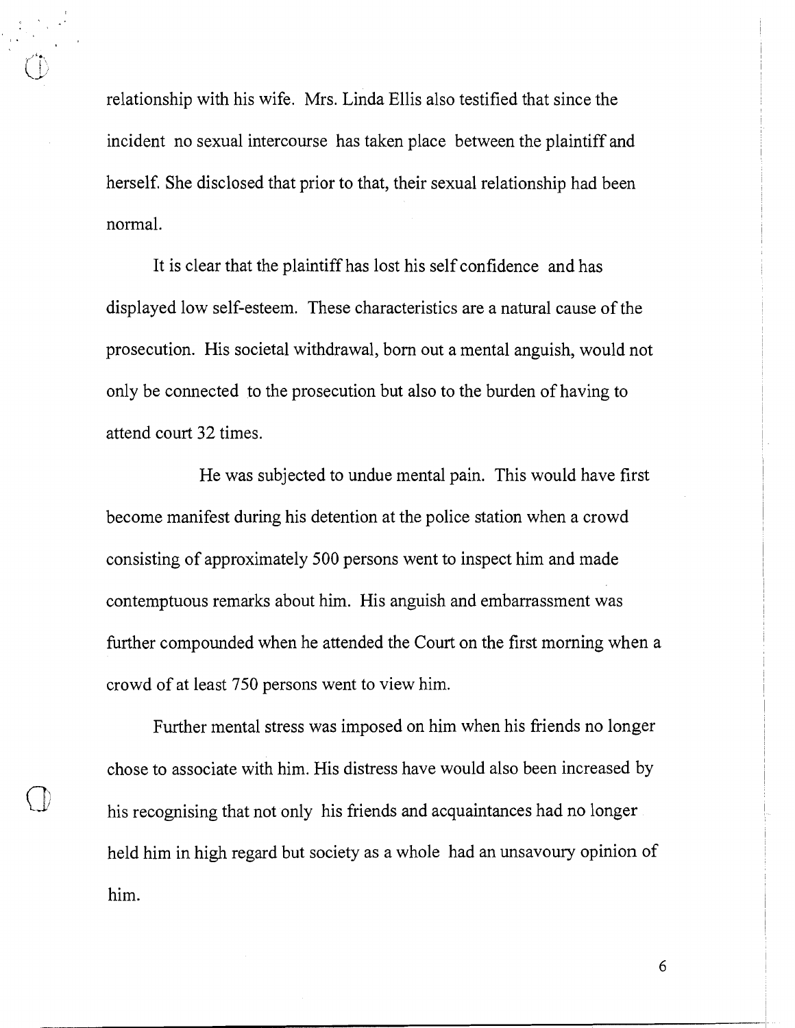relationship with his wife. Mrs. Linda Ellis also testified that since the incident no sexual intercourse has taken place between the plaintiff and herself. She disclosed that prior to that, their sexual relationship had been normal.

It is clear that the plaintiff has lost his self confidence and has displayed low self-esteem. These characteristics are a natural cause of the prosecution. His societal withdrawal, born out a mental anguish, would not only be connected to the prosecution but also to the burden of having to attend court 32 times.

He was subjected to undue mental pain. This would have first become manifest during his detention at the police station when a crowd consisting of approximately 500 persons went to inspect him and made contemptuous remarks about him. His anguish and embarrassment was further compounded when he attended the Court on the first morning when a crowd of at least 750 persons went to view him.

Further mental stress was imposed on him when his friends no longer chose to associate with him. His distress have would also been increased by his recognising that not only his friends and acquaintances had no longer held him in high regard but society as a whole had an unsavoury opinion of him.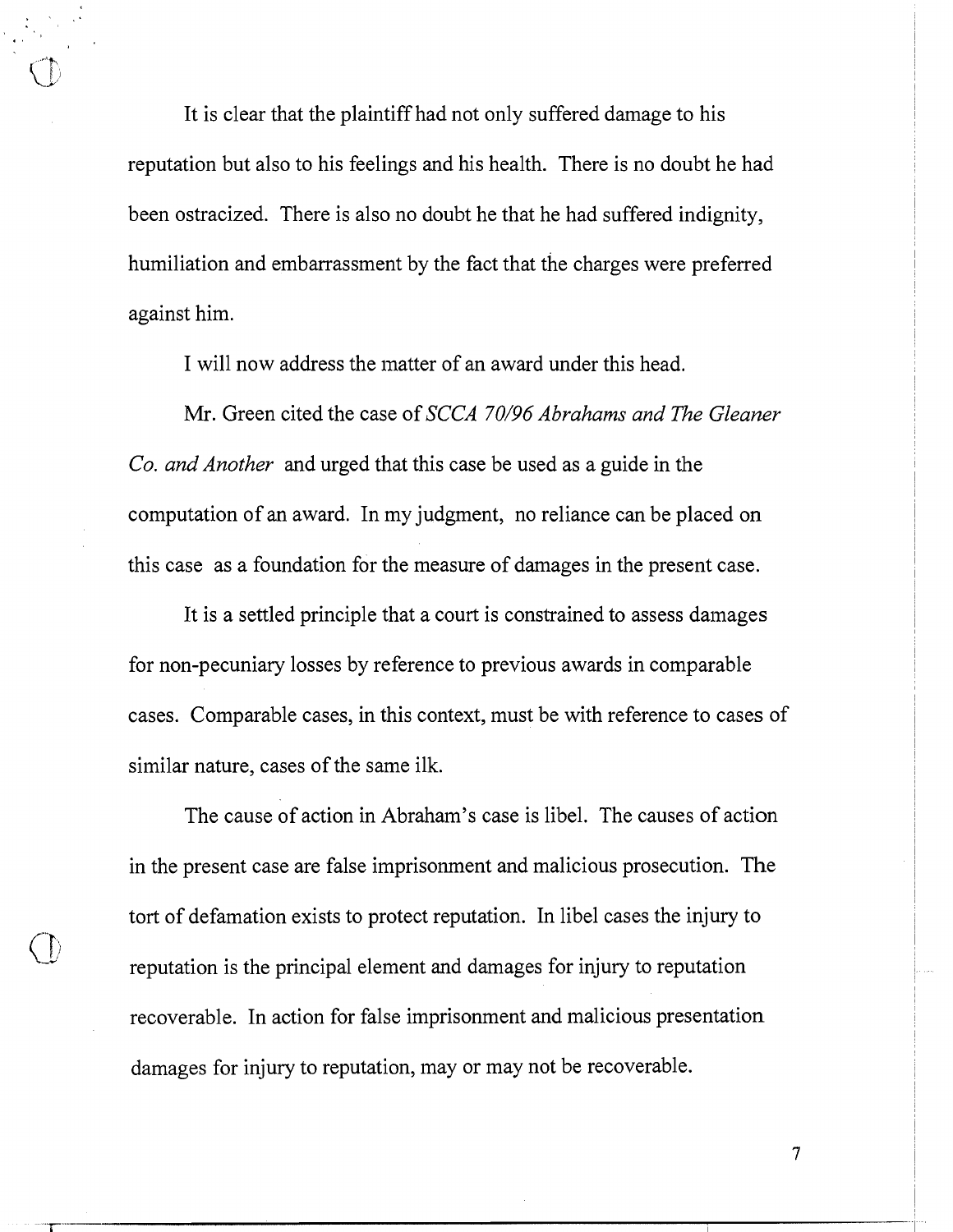It is clear that the plaintiff had not only suffered damage to his reputation but also to his feelings and his health. There is no doubt he had been ostracized. There is also no doubt he that he had suffered indignity, humiliation and embarrassment by the fact that the charges were preferred against him.

I will now address the matter of an award under this head.

Mr. Green cited the case of *SCCA 70/96 Abrahams and The Gleaner Co. and Another* and urged that this case be used as a guide in the computation of an award. In my judgment, no reliance can be placed on this case as a foundation for the measure of damages in the present case.

It is a settled principle that a court is constrained to assess damages for non-pecuniary losses by reference to previous awards in comparable cases. Comparable cases, in this context, must be with reference to cases of similar nature, cases of the same ilk.

The cause of action in Abraham's case is libel. The causes of action in the present case are false imprisonment and malicious prosecution. The tort of defamation exists to protect reputation. In libel cases the injury to reputation is the principal element and damages for injury to reputation recoverable. In action for false imprisonment and malicious presentation damages for injury to reputation, may or may not be recoverable.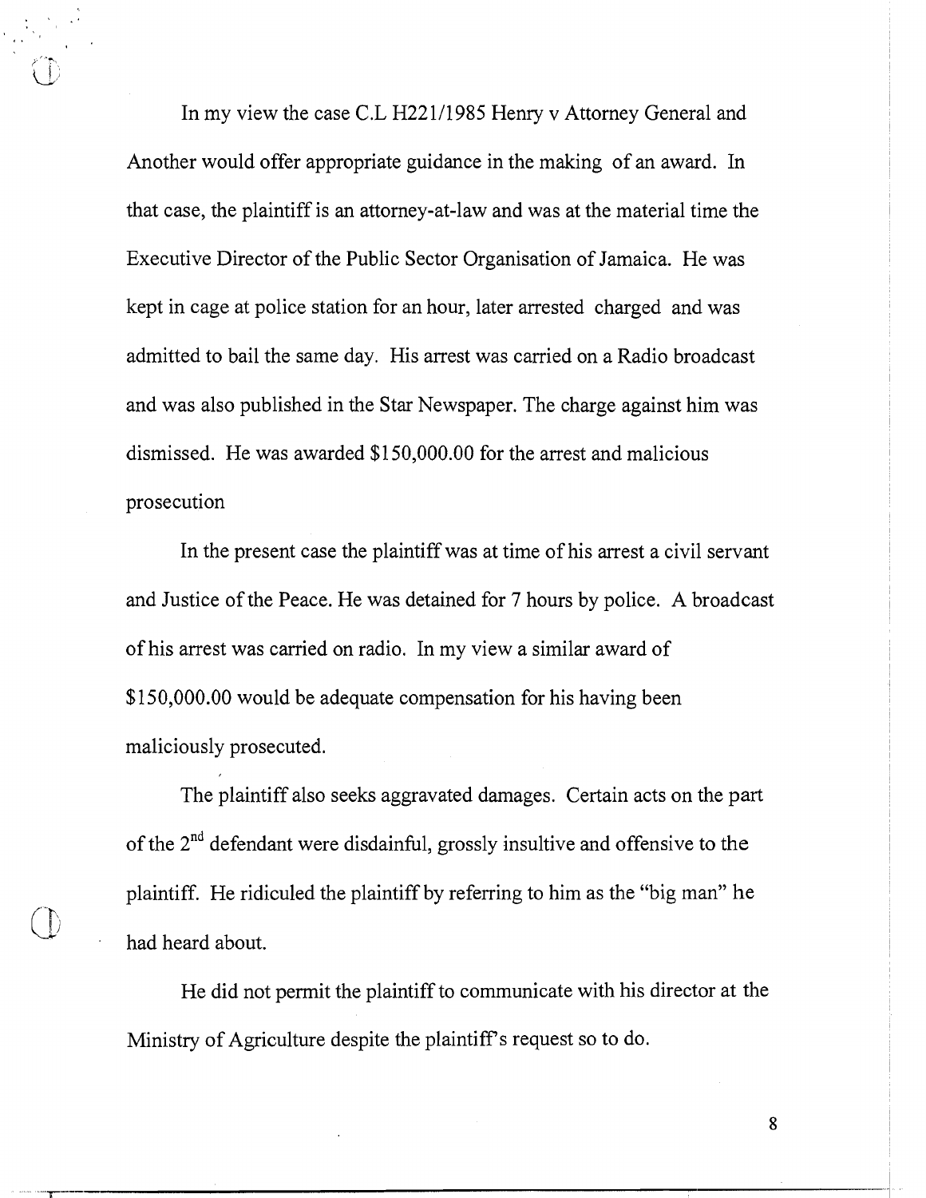In my view the case C.L H221/1985 Henry v Attorney General and Another would offer appropriate guidance in the making of an award. In that case, the plaintiff is an attorney-at-law and was at the material time the Executive Director of the Public Sector Organisation of Jamaica. He was kept in cage at police station for an hour, later arrested charged and was admitted to bail the same day. His arrest was carried on a Radio broadcast and was also published in the Star Newspaper. The charge against him was dismissed. He was awarded $150,000.00 for the arrest and malicious prosecution

In the present case the plaintiff was at time of his arrest a civil servant and Justice of the Peace. He was detained for 7 hours by police. A broadcast of his arrest was carried on radio. In my view a similar award of $150,000.00 would be adequate compensation for his having been maliciously prosecuted.

The plaintiff also seeks aggravated damages. Certain acts on the part of the 2nd defendant were disdainful, grossly insultive and offensive to the plaintiff. He ridiculed the plaintiff by referring to him as the "big man" he had heard about.

He did not permit the plaintiff to communicate with his director at the Ministry of Agriculture despite the plaintiff's request so to do.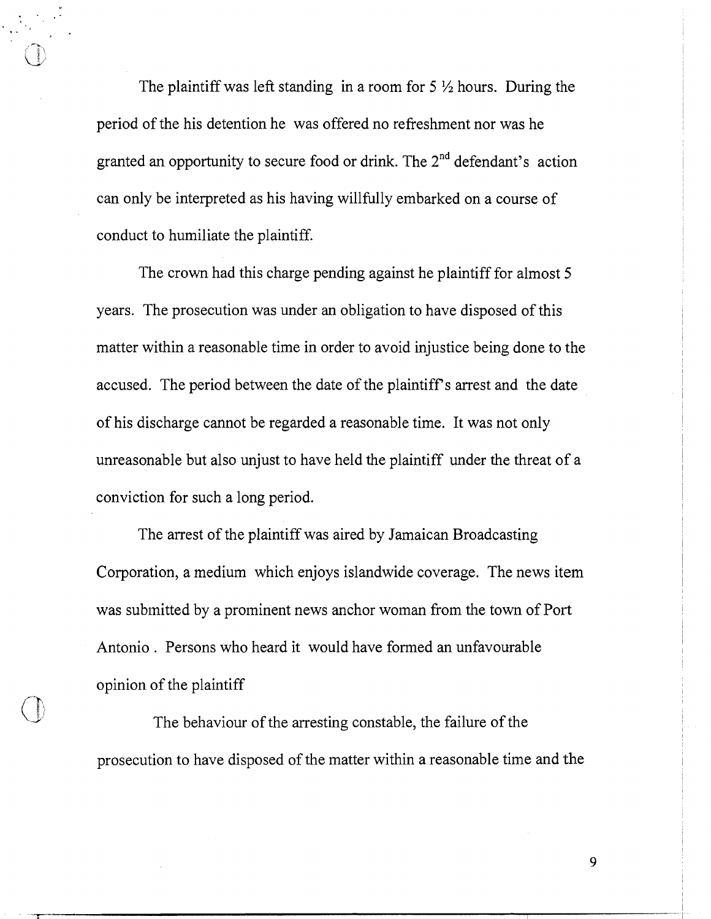The plaintiff was left standing in a room for 5 ½ hours. During the period of the his detention he was offered no refreshment nor was he granted an opportunity to secure food or drink. The 2nd defendant's action can only be interpreted as his having willfully embarked on a course of conduct to humiliate the plaintiff.

The crown had this charge pending against he plaintiff for almost 5 years. The prosecution was under an obligation to have disposed of this matter within a reasonable time in order to avoid injustice being done to the accused. The period between the date of the plaintiff's arrest and the date of his discharge cannot be regarded a reasonable time. It was not only unreasonable but also unjust to have held the plaintiff under the threat of a conviction for such a long period.

The arrest of the plaintiff was aired by Jamaican Broadcasting Corporation, a medium which enjoys islandwide coverage. The news item was submitted by a prominent news anchor woman from the town of Port Antonio . Persons who heard it would have formed an unfavourable opinion of the plaintiff

The behaviour of the arresting constable, the failure of the prosecution to have disposed of the matter within a reasonable time and the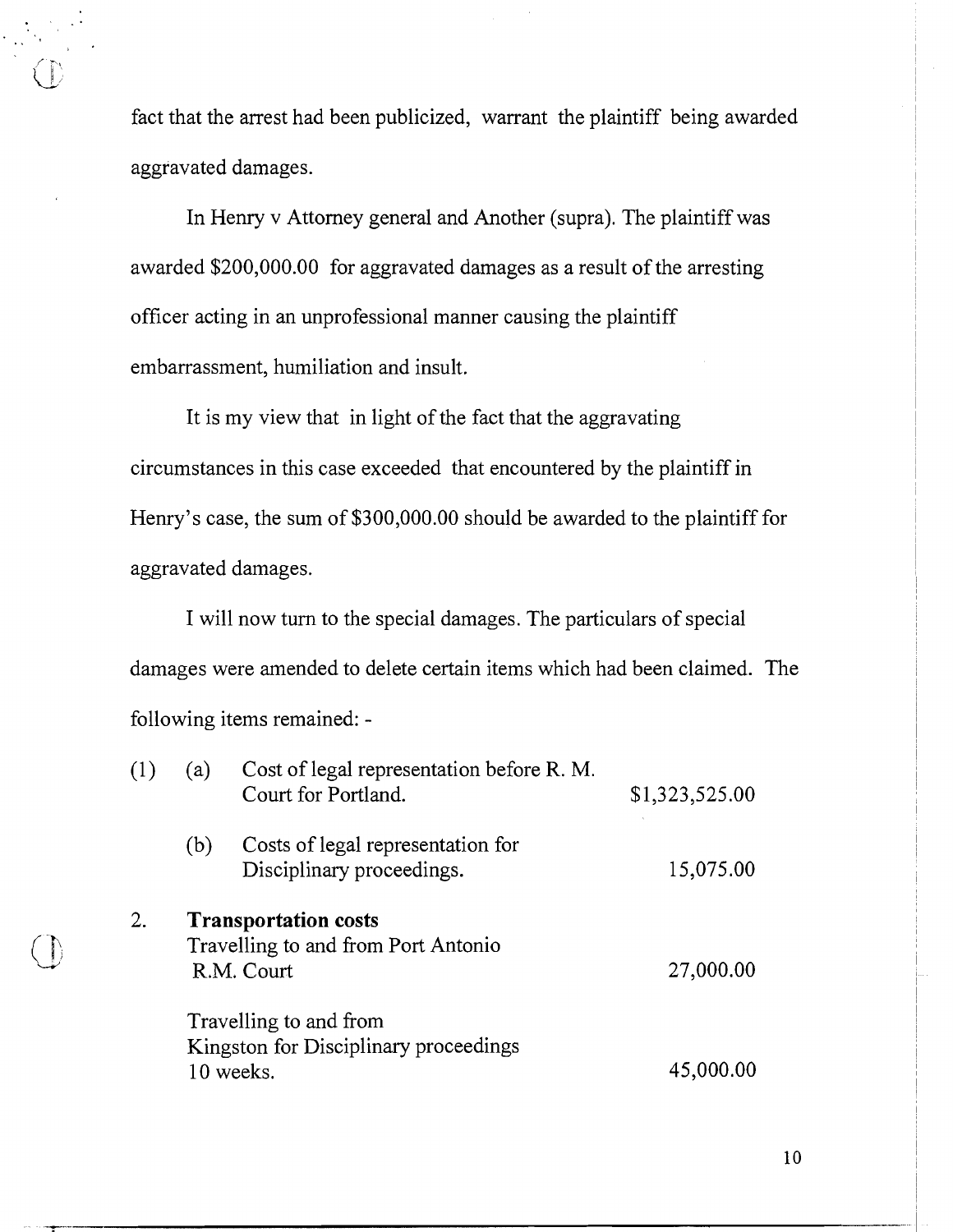fact that the arrest had been publicized, warrant the plaintiff being awarded aggravated damages.

In Henry v Attorney general and Another (supra). The plaintiff was awarded $200,000.00 for aggravated damages as a result of the arresting officer acting in an unprofessional manner causing the plaintiff embarrassment, humiliation and insult.

It is my view that in light of the fact that the aggravating circumstances in this case exceeded that encountered by the plaintiff in Henry's case, the sum of $300,000.00 should be awarded to the plaintiff for aggravated damages.

I will now turn to the special damages. The particulars of special damages were amended to delete certain items which had been claimed. The following items remained: -

| | | | |
|---|---|---|---|
| (1) | (a) | Cost of legal representation before R. M. Court for Portland. | $1,323,525.00 |
| | (b) | Costs of legal representation for Disciplinary proceedings. | 15,075.00 |
| 2. | | **Transportation costs** Travelling to and from Port Antonio R.M. Court | 27,000.00 |
| | | Travelling to and from Kingston for Disciplinary proceedings 10 weeks. | 45,000.00 |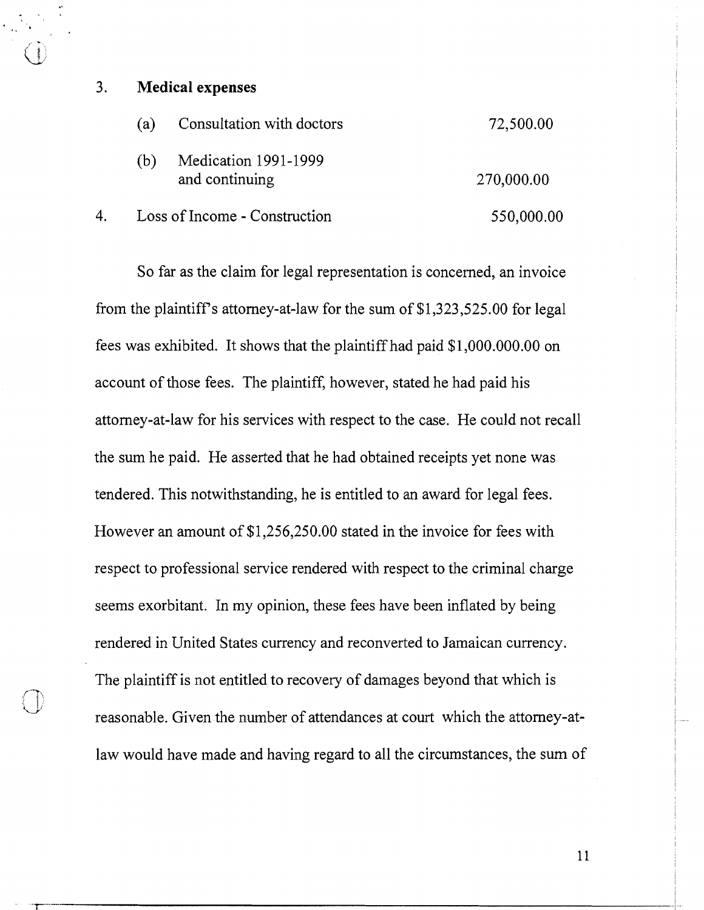3. **Medical expenses**

| | | |
|---|---|---|
| (a) | Consultation with doctors | 72,500.00 |
| (b) | Medication 1991-1999 and continuing | 270,000.00 |

4. Loss of Income - Construction 550,000.00

So far as the claim for legal representation is concerned, an invoice from the plaintiff's attorney-at-law for the sum of $1,323,525.00 for legal fees was exhibited. It shows that the plaintiff had paid $1,000.000.00 on account of those fees. The plaintiff, however, stated he had paid his attorney-at-law for his services with respect to the case. He could not recall the sum he paid. He asserted that he had obtained receipts yet none was tendered. This notwithstanding, he is entitled to an award for legal fees. However an amount of $1,256,250.00 stated in the invoice for fees with respect to professional service rendered with respect to the criminal charge seems exorbitant. In my opinion, these fees have been inflated by being rendered in United States currency and reconverted to Jamaican currency. The plaintiff is not entitled to recovery of damages beyond that which is reasonable. Given the number of attendances at court which the attorney-at-law would have made and having regard to all the circumstances, the sum of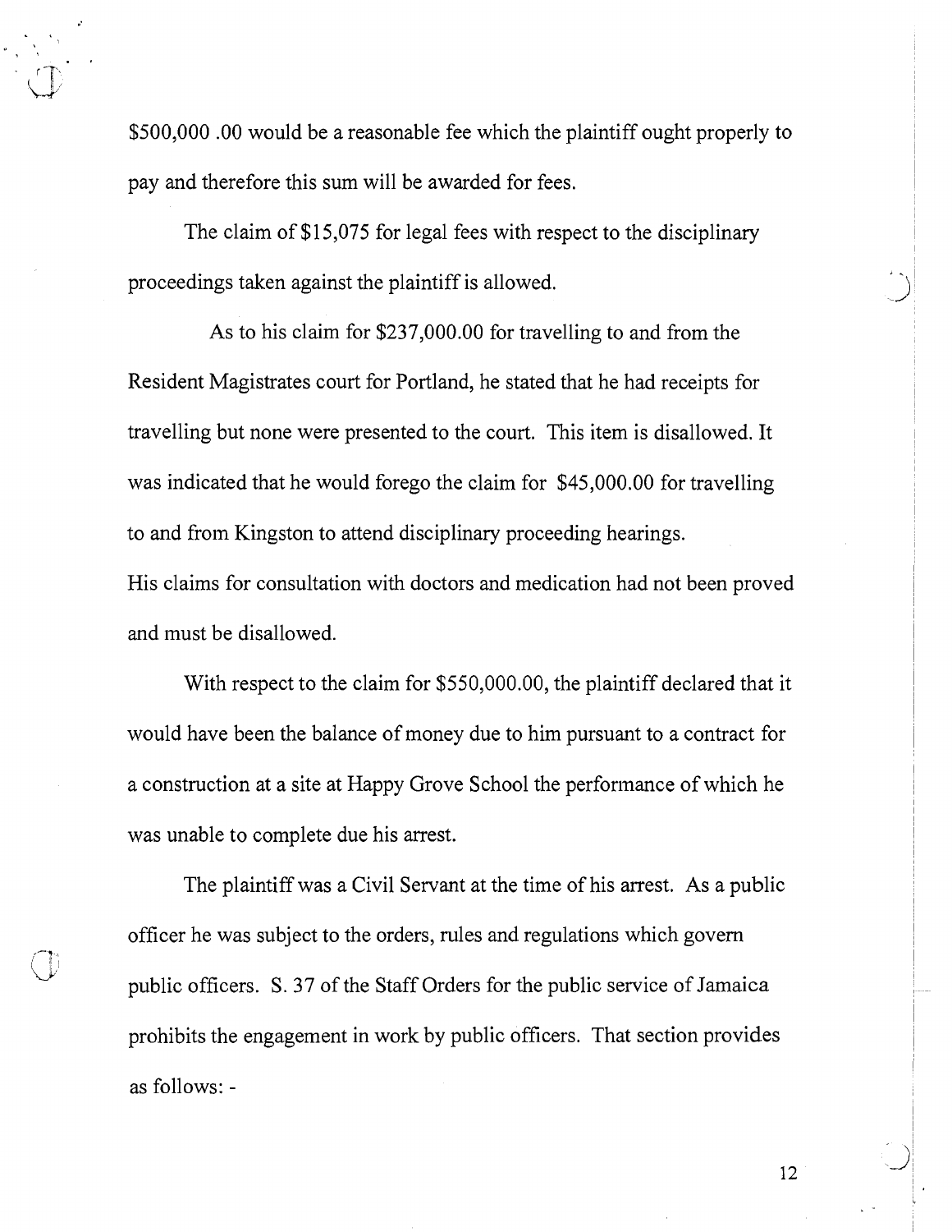$500,000 .00 would be a reasonable fee which the plaintiff ought properly to pay and therefore this sum will be awarded for fees.

The claim of $15,075 for legal fees with respect to the disciplinary proceedings taken against the plaintiff is allowed.

As to his claim for $237,000.00 for travelling to and from the Resident Magistrates court for Portland, he stated that he had receipts for travelling but none were presented to the court. This item is disallowed. It was indicated that he would forego the claim for $45,000.00 for travelling to and from Kingston to attend disciplinary proceeding hearings.
His claims for consultation with doctors and medication had not been proved and must be disallowed.

With respect to the claim for $550,000.00, the plaintiff declared that it would have been the balance of money due to him pursuant to a contract for a construction at a site at Happy Grove School the performance of which he was unable to complete due his arrest.

The plaintiff was a Civil Servant at the time of his arrest. As a public officer he was subject to the orders, rules and regulations which govern public officers. S. 37 of the Staff Orders for the public service of Jamaica prohibits the engagement in work by public officers. That section provides as follows: -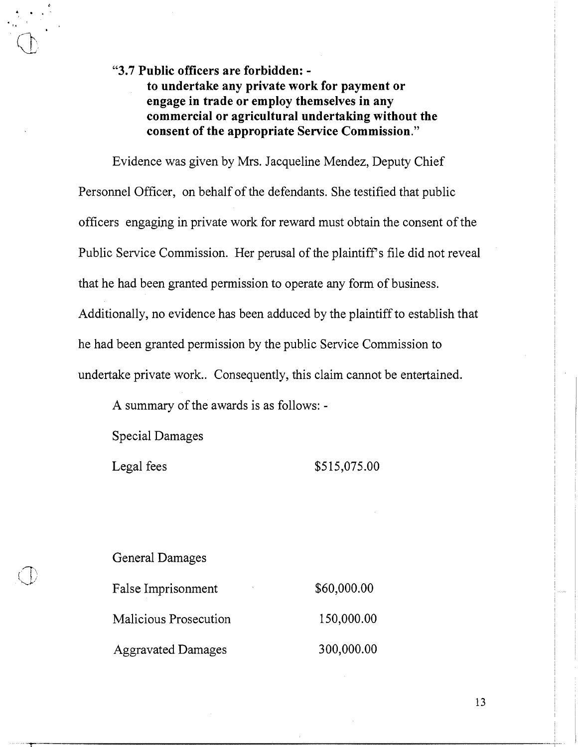**"3.7 Public officers are forbidden: -**

> **to undertake any private work for payment or engage in trade or employ themselves in any commercial or agricultural undertaking without the consent of the appropriate Service Commission.**"

Evidence was given by Mrs. Jacqueline Mendez, Deputy Chief Personnel Officer, on behalf of the defendants. She testified that public officers engaging in private work for reward must obtain the consent of the Public Service Commission. Her perusal of the plaintiff's file did not reveal that he had been granted permission to operate any form of business. Additionally, no evidence has been adduced by the plaintiff to establish that he had been granted permission by the public Service Commission to undertake private work.. Consequently, this claim cannot be entertained.

A summary of the awards is as follows: -

Special Damages

| | |
|---|---|
| Legal fees | $515,075.00 |

General Damages

| | |
|---|---|
| False Imprisonment | $60,000.00 |
| Malicious Prosecution | 150,000.00 |
| Aggravated Damages | 300,000.00 |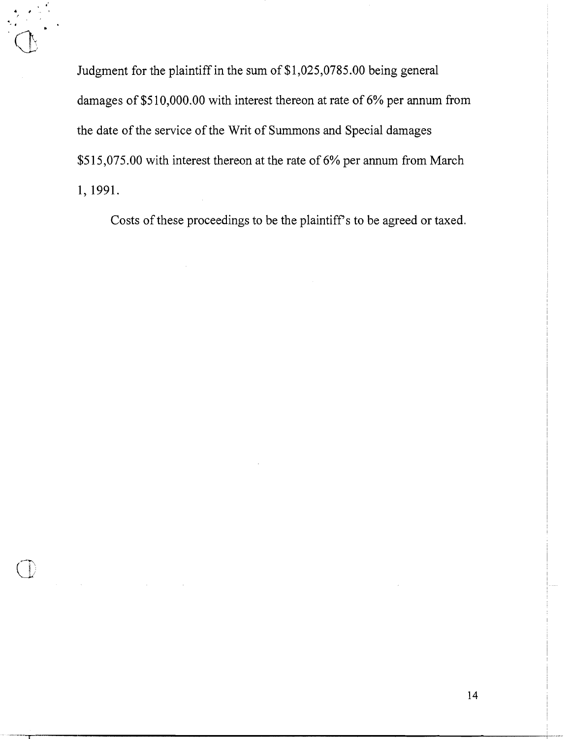Judgment for the plaintiff in the sum of $1,025,0785.00 being general damages of $510,000.00 with interest thereon at rate of 6% per annum from the date of the service of the Writ of Summons and Special damages $515,075.00 with interest thereon at the rate of 6% per annum from March 1, 1991.

Costs of these proceedings to be the plaintiff's to be agreed or taxed.